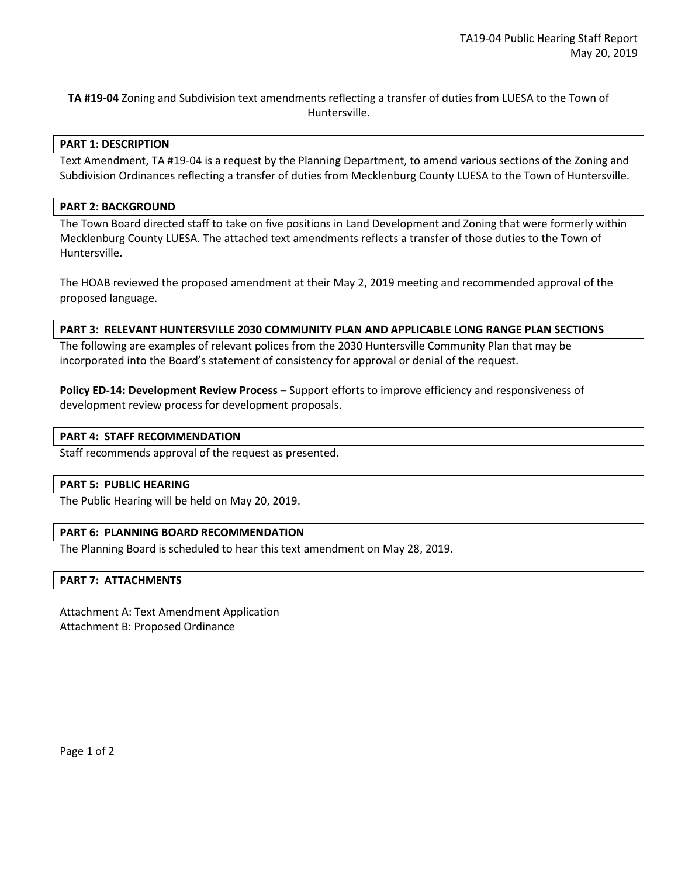**TA #19-04** Zoning and Subdivision text amendments reflecting a transfer of duties from LUESA to the Town of Huntersville.

## PART 1: DESCRIPTION

Text Amendment, TA #19-04 is a request by the Planning Department, to amend various sections of the Zoning and Subdivision Ordinances reflecting a transfer of duties from Mecklenburg County LUESA to the Town of Huntersville.

## PART 2: BACKGROUND

The Town Board directed staff to take on five positions in Land Development and Zoning that were formerly within Mecklenburg County LUESA. The attached text amendments reflects a transfer of those duties to the Town of Huntersville.

The HOAB reviewed the proposed amendment at their May 2, 2019 meeting and recommended approval of the proposed language.

## PART 3: RELEVANT HUNTERSVILLE 2030 COMMUNITY PLAN AND APPLICABLE LONG RANGE PLAN SECTIONS

The following are examples of relevant polices from the 2030 Huntersville Community Plan that may be incorporated into the Board's statement of consistency for approval or denial of the request.

**Policy ED-14: Development Review Process –** Support efforts to improve efficiency and responsiveness of development review process for development proposals.

## PART 4: STAFF RECOMMENDATION

Staff recommends approval of the request as presented.

## PART 5: PUBLIC HEARING

The Public Hearing will be held on May 20, 2019.

## PART 6: PLANNING BOARD RECOMMENDATION

The Planning Board is scheduled to hear this text amendment on May 28, 2019.

## PART 7: ATTACHMENTS

Attachment A: Text Amendment Application
Attachment B: Proposed Ordinance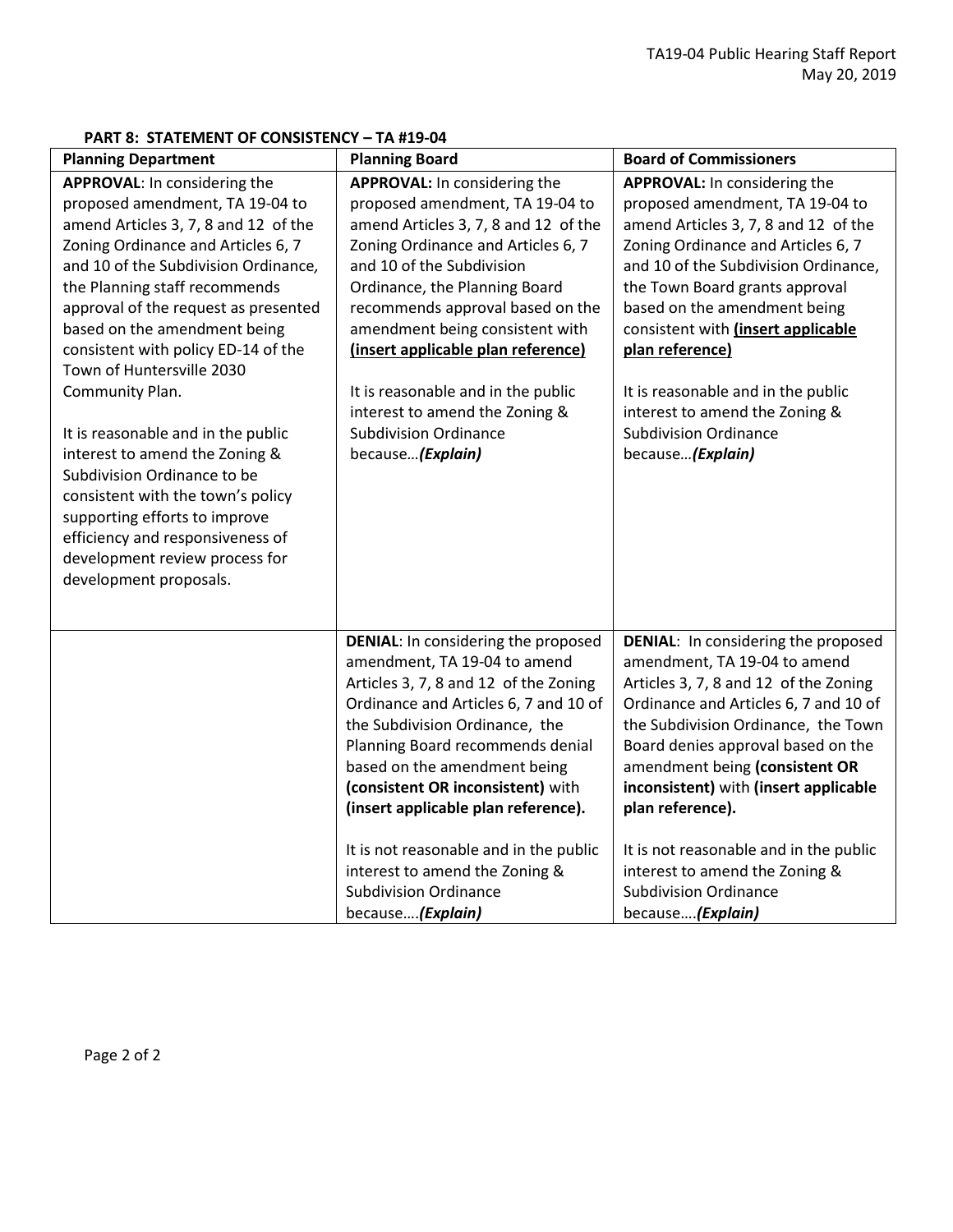**PART 8: STATEMENT OF CONSISTENCY – TA #19-04**

| Planning Department | Planning Board | Board of Commissioners |
|---|---|---|
| **APPROVAL**: In considering the proposed amendment, TA 19-04 to amend Articles 3, 7, 8 and 12 of the Zoning Ordinance and Articles 6, 7 and 10 of the Subdivision Ordinance, the Planning staff recommends approval of the request as presented based on the amendment being consistent with policy ED-14 of the Town of Huntersville 2030 Community Plan.<br><br>It is reasonable and in the public interest to amend the Zoning & Subdivision Ordinance to be consistent with the town's policy supporting efforts to improve efficiency and responsiveness of development review process for development proposals. | **APPROVAL:** In considering the proposed amendment, TA 19-04 to amend Articles 3, 7, 8 and 12 of the Zoning Ordinance and Articles 6, 7 and 10 of the Subdivision Ordinance, the Planning Board recommends approval based on the amendment being consistent with **(insert applicable plan reference)**<br><br>It is reasonable and in the public interest to amend the Zoning & Subdivision Ordinance because…***(Explain)*** | **APPROVAL:** In considering the proposed amendment, TA 19-04 to amend Articles 3, 7, 8 and 12 of the Zoning Ordinance and Articles 6, 7 and 10 of the Subdivision Ordinance, the Town Board grants approval based on the amendment being consistent with **(insert applicable plan reference)**<br><br>It is reasonable and in the public interest to amend the Zoning & Subdivision Ordinance because…***(Explain)*** |
| | **DENIAL**: In considering the proposed amendment, TA 19-04 to amend Articles 3, 7, 8 and 12 of the Zoning Ordinance and Articles 6, 7 and 10 of the Subdivision Ordinance, the Planning Board recommends denial based on the amendment being **(consistent OR inconsistent)** with **(insert applicable plan reference).**<br><br>It is not reasonable and in the public interest to amend the Zoning & Subdivision Ordinance because….***(Explain)*** | **DENIAL**: In considering the proposed amendment, TA 19-04 to amend Articles 3, 7, 8 and 12 of the Zoning Ordinance and Articles 6, 7 and 10 of the Subdivision Ordinance, the Town Board denies approval based on the amendment being **(consistent OR inconsistent)** with **(insert applicable plan reference).**<br><br>It is not reasonable and in the public interest to amend the Zoning & Subdivision Ordinance because….***(Explain)*** |